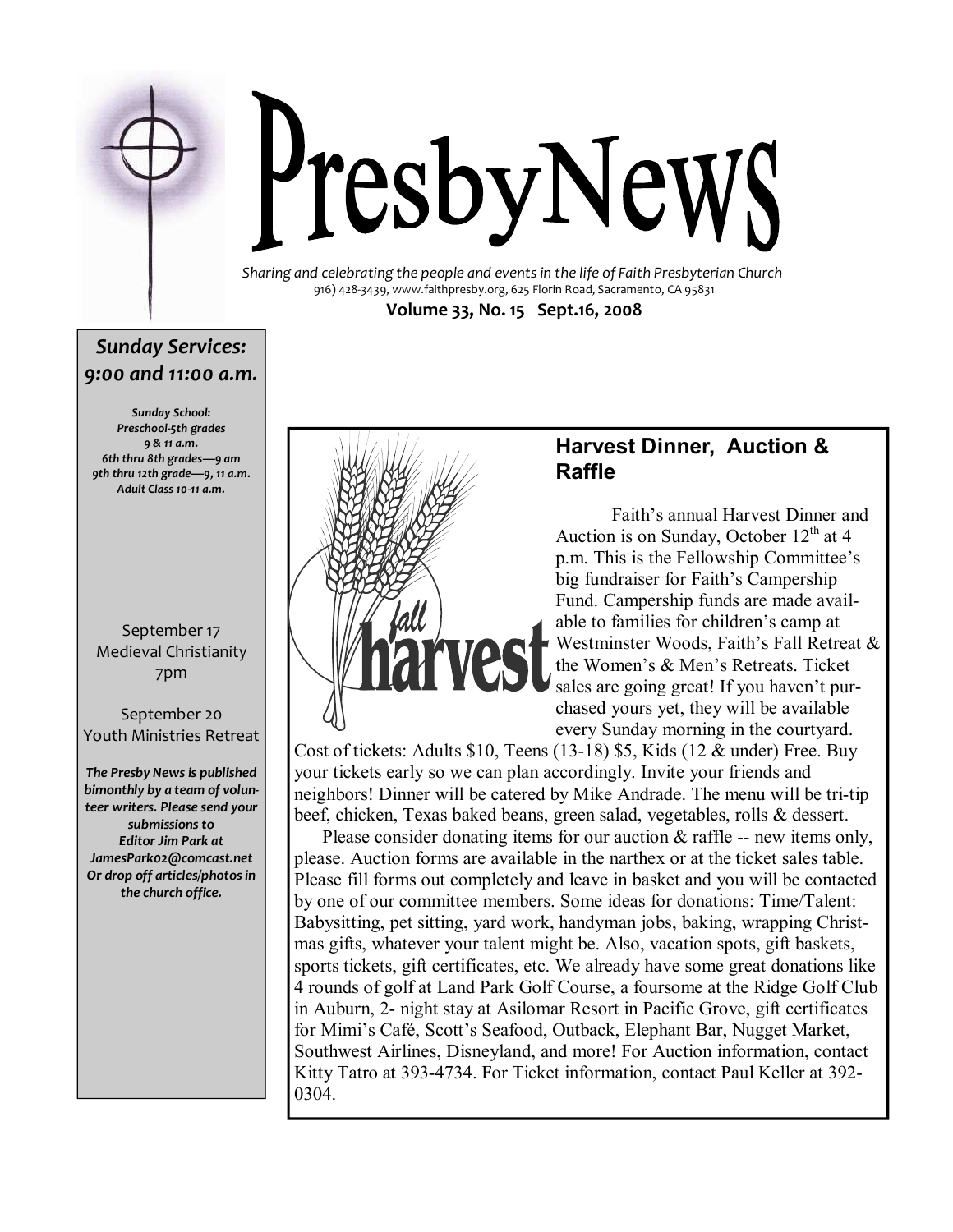# PresbyNews

*Sharing and celebrating the people and events in the life of Faith Presbyterian Church*
916) 428-3439, www.faithpresby.org, 625 Florin Road, Sacramento, CA 95831

**Volume 33, No. 15 Sept.16, 2008**

***Sunday Services: 9:00 and 11:00 a.m.***

***Sunday School:***
***Preschool-5th grades 9 & 11 a.m.***
***6th thru 8th grades—9 am***
***9th thru 12th grade—9, 11 a.m.***
***Adult Class 10-11 a.m.***

September 17
Medieval Christianity
7pm

September 20
Youth Ministries Retreat

***The Presby News is published bimonthly by a team of volunteer writers. Please send your submissions to Editor Jim Park at JamesPark02@comcast.net Or drop off articles/photos in the church office.***

## Harvest Dinner, Auction & Raffle

Faith's annual Harvest Dinner and Auction is on Sunday, October 12th at 4 p.m. This is the Fellowship Committee's big fundraiser for Faith's Campership Fund. Campership funds are made available to families for children's camp at Westminster Woods, Faith's Fall Retreat & the Women's & Men's Retreats. Ticket sales are going great! If you haven't purchased yours yet, they will be available every Sunday morning in the courtyard. Cost of tickets: Adults $10, Teens (13-18) $5, Kids (12 & under) Free. Buy your tickets early so we can plan accordingly. Invite your friends and neighbors! Dinner will be catered by Mike Andrade. The menu will be tri-tip beef, chicken, Texas baked beans, green salad, vegetables, rolls & dessert.

Please consider donating items for our auction & raffle -- new items only, please. Auction forms are available in the narthex or at the ticket sales table. Please fill forms out completely and leave in basket and you will be contacted by one of our committee members. Some ideas for donations: Time/Talent: Babysitting, pet sitting, yard work, handyman jobs, baking, wrapping Christmas gifts, whatever your talent might be. Also, vacation spots, gift baskets, sports tickets, gift certificates, etc. We already have some great donations like 4 rounds of golf at Land Park Golf Course, a foursome at the Ridge Golf Club in Auburn, 2- night stay at Asilomar Resort in Pacific Grove, gift certificates for Mimi's Café, Scott's Seafood, Outback, Elephant Bar, Nugget Market, Southwest Airlines, Disneyland, and more! For Auction information, contact Kitty Tatro at 393-4734. For Ticket information, contact Paul Keller at 392-0304.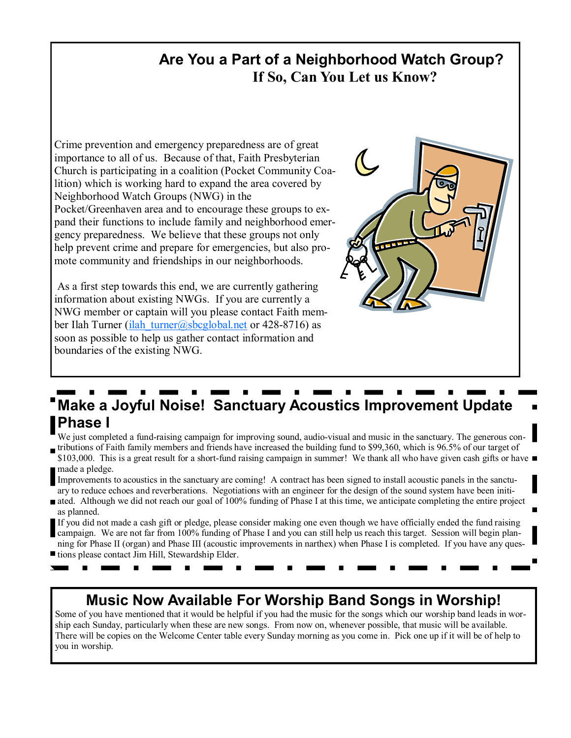## Are You a Part of a Neighborhood Watch Group?
### If So, Can You Let us Know?

Crime prevention and emergency preparedness are of great importance to all of us. Because of that, Faith Presbyterian Church is participating in a coalition (Pocket Community Coalition) which is working hard to expand the area covered by Neighborhood Watch Groups (NWG) in the Pocket/Greenhaven area and to encourage these groups to expand their functions to include family and neighborhood emergency preparedness. We believe that these groups not only help prevent crime and prepare for emergencies, but also promote community and friendships in our neighborhoods.

As a first step towards this end, we are currently gathering information about existing NWGs. If you are currently a NWG member or captain will you please contact Faith member Ilah Turner (ilah_turner@sbcglobal.net or 428-8716) as soon as possible to help us gather contact information and boundaries of the existing NWG.

## Make a Joyful Noise! Sanctuary Acoustics Improvement Update Phase I

We just completed a fund-raising campaign for improving sound, audio-visual and music in the sanctuary. The generous contributions of Faith family members and friends have increased the building fund to $99,360, which is 96.5% of our target of $103,000. This is a great result for a short-fund raising campaign in summer! We thank all who have given cash gifts or have made a pledge.

Improvements to acoustics in the sanctuary are coming! A contract has been signed to install acoustic panels in the sanctuary to reduce echoes and reverberations. Negotiations with an engineer for the design of the sound system have been initiated. Although we did not reach our goal of 100% funding of Phase I at this time, we anticipate completing the entire project as planned.

If you did not made a cash gift or pledge, please consider making one even though we have officially ended the fund raising campaign. We are not far from 100% funding of Phase I and you can still help us reach this target. Session will begin planning for Phase II (organ) and Phase III (acoustic improvements in narthex) when Phase I is completed. If you have any questions please contact Jim Hill, Stewardship Elder.

## Music Now Available For Worship Band Songs in Worship!

Some of you have mentioned that it would be helpful if you had the music for the songs which our worship band leads in worship each Sunday, particularly when these are new songs. From now on, whenever possible, that music will be available. There will be copies on the Welcome Center table every Sunday morning as you come in. Pick one up if it will be of help to you in worship.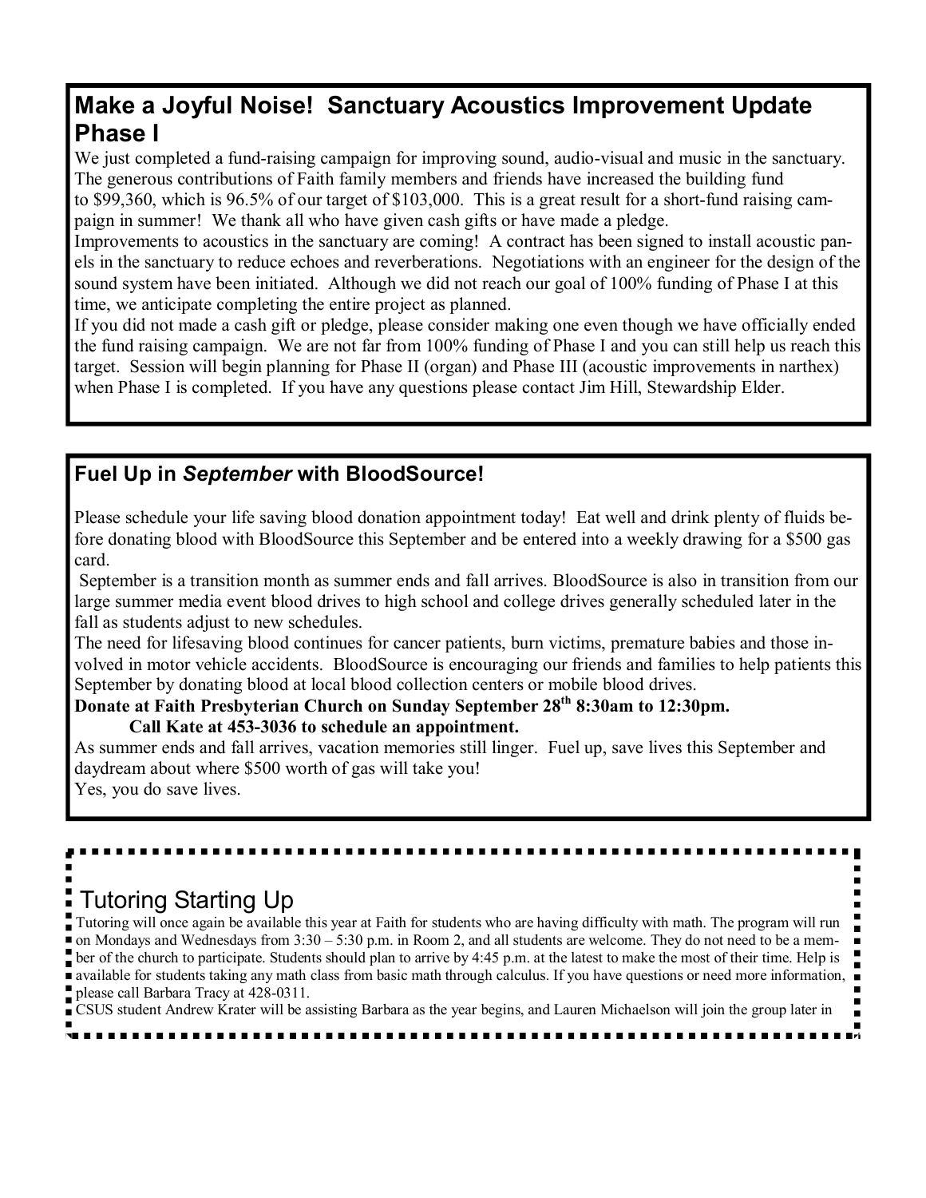## Make a Joyful Noise! Sanctuary Acoustics Improvement Update Phase I

We just completed a fund-raising campaign for improving sound, audio-visual and music in the sanctuary. The generous contributions of Faith family members and friends have increased the building fund to $99,360, which is 96.5% of our target of $103,000. This is a great result for a short-fund raising campaign in summer! We thank all who have given cash gifts or have made a pledge.

Improvements to acoustics in the sanctuary are coming! A contract has been signed to install acoustic panels in the sanctuary to reduce echoes and reverberations. Negotiations with an engineer for the design of the sound system have been initiated. Although we did not reach our goal of 100% funding of Phase I at this time, we anticipate completing the entire project as planned.

If you did not made a cash gift or pledge, please consider making one even though we have officially ended the fund raising campaign. We are not far from 100% funding of Phase I and you can still help us reach this target. Session will begin planning for Phase II (organ) and Phase III (acoustic improvements in narthex) when Phase I is completed. If you have any questions please contact Jim Hill, Stewardship Elder.

## Fuel Up in *September* with BloodSource!

Please schedule your life saving blood donation appointment today! Eat well and drink plenty of fluids before donating blood with BloodSource this September and be entered into a weekly drawing for a $500 gas card.

September is a transition month as summer ends and fall arrives. BloodSource is also in transition from our large summer media event blood drives to high school and college drives generally scheduled later in the fall as students adjust to new schedules.

The need for lifesaving blood continues for cancer patients, burn victims, premature babies and those involved in motor vehicle accidents. BloodSource is encouraging our friends and families to help patients this September by donating blood at local blood collection centers or mobile blood drives.

**Donate at Faith Presbyterian Church on Sunday September 28th 8:30am to 12:30pm.**

**Call Kate at 453-3036 to schedule an appointment.**

As summer ends and fall arrives, vacation memories still linger. Fuel up, save lives this September and daydream about where $500 worth of gas will take you!

Yes, you do save lives.

## Tutoring Starting Up

Tutoring will once again be available this year at Faith for students who are having difficulty with math. The program will run on Mondays and Wednesdays from 3:30 – 5:30 p.m. in Room 2, and all students are welcome. They do not need to be a member of the church to participate. Students should plan to arrive by 4:45 p.m. at the latest to make the most of their time. Help is available for students taking any math class from basic math through calculus. If you have questions or need more information, please call Barbara Tracy at 428-0311.

CSUS student Andrew Krater will be assisting Barbara as the year begins, and Lauren Michaelson will join the group later in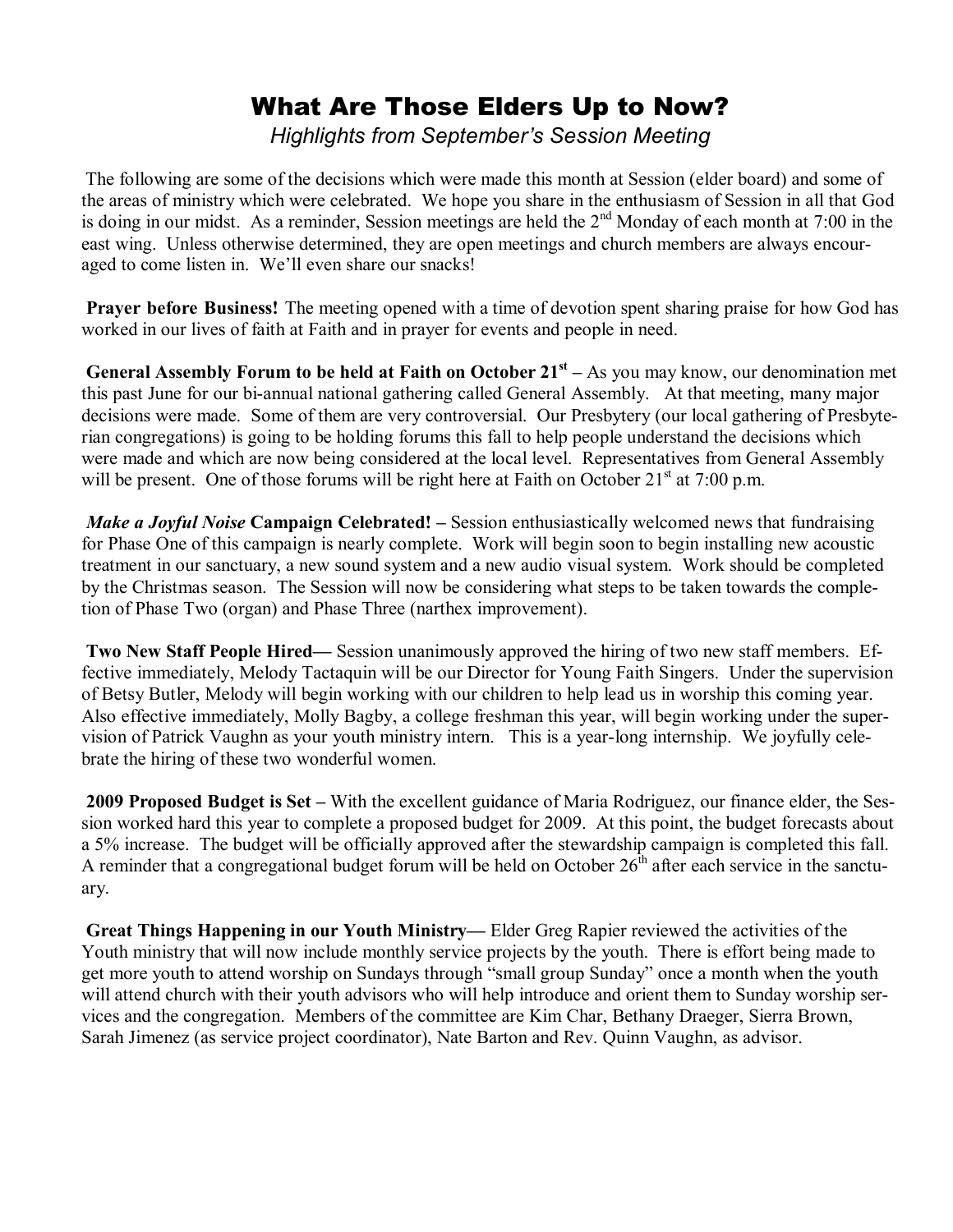# What Are Those Elders Up to Now?

*Highlights from September's Session Meeting*

The following are some of the decisions which were made this month at Session (elder board) and some of the areas of ministry which were celebrated. We hope you share in the enthusiasm of Session in all that God is doing in our midst. As a reminder, Session meetings are held the 2nd Monday of each month at 7:00 in the east wing. Unless otherwise determined, they are open meetings and church members are always encouraged to come listen in. We'll even share our snacks!

**Prayer before Business!** The meeting opened with a time of devotion spent sharing praise for how God has worked in our lives of faith at Faith and in prayer for events and people in need.

**General Assembly Forum to be held at Faith on October 21st –** As you may know, our denomination met this past June for our bi-annual national gathering called General Assembly. At that meeting, many major decisions were made. Some of them are very controversial. Our Presbytery (our local gathering of Presbyterian congregations) is going to be holding forums this fall to help people understand the decisions which were made and which are now being considered at the local level. Representatives from General Assembly will be present. One of those forums will be right here at Faith on October 21st at 7:00 p.m.

***Make a Joyful Noise* Campaign Celebrated! –** Session enthusiastically welcomed news that fundraising for Phase One of this campaign is nearly complete. Work will begin soon to begin installing new acoustic treatment in our sanctuary, a new sound system and a new audio visual system. Work should be completed by the Christmas season. The Session will now be considering what steps to be taken towards the completion of Phase Two (organ) and Phase Three (narthex improvement).

**Two New Staff People Hired—** Session unanimously approved the hiring of two new staff members. Effective immediately, Melody Tactaquin will be our Director for Young Faith Singers. Under the supervision of Betsy Butler, Melody will begin working with our children to help lead us in worship this coming year. Also effective immediately, Molly Bagby, a college freshman this year, will begin working under the supervision of Patrick Vaughn as your youth ministry intern. This is a year-long internship. We joyfully celebrate the hiring of these two wonderful women.

**2009 Proposed Budget is Set –** With the excellent guidance of Maria Rodriguez, our finance elder, the Session worked hard this year to complete a proposed budget for 2009. At this point, the budget forecasts about a 5% increase. The budget will be officially approved after the stewardship campaign is completed this fall. A reminder that a congregational budget forum will be held on October 26th after each service in the sanctuary.

**Great Things Happening in our Youth Ministry—** Elder Greg Rapier reviewed the activities of the Youth ministry that will now include monthly service projects by the youth. There is effort being made to get more youth to attend worship on Sundays through "small group Sunday" once a month when the youth will attend church with their youth advisors who will help introduce and orient them to Sunday worship services and the congregation. Members of the committee are Kim Char, Bethany Draeger, Sierra Brown, Sarah Jimenez (as service project coordinator), Nate Barton and Rev. Quinn Vaughn, as advisor.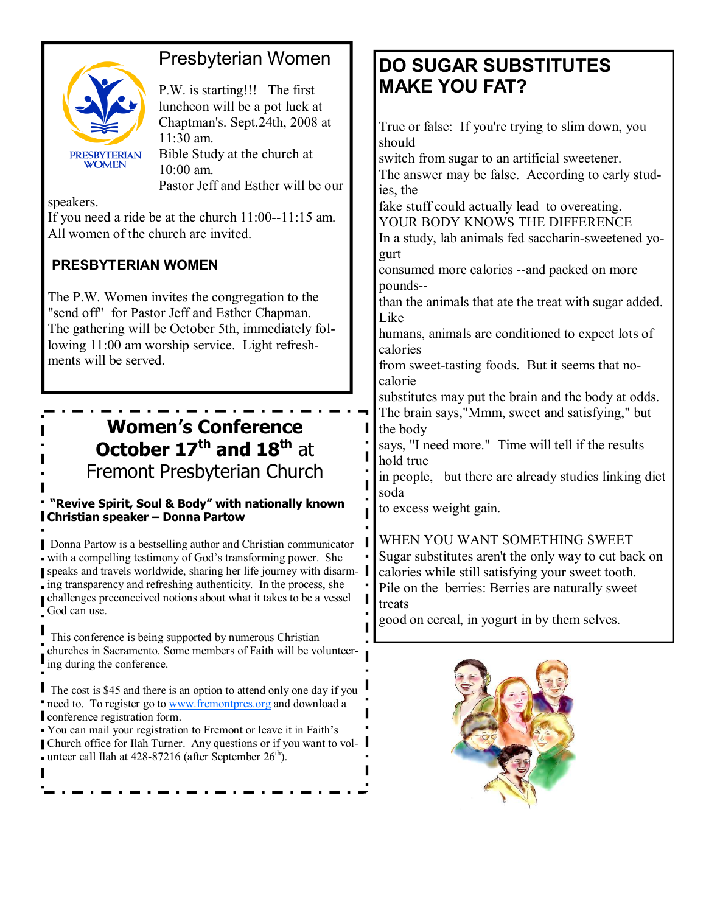## Presbyterian Women

P.W. is starting!!! The first luncheon will be a pot luck at Chaptman's. Sept.24th, 2008 at 11:30 am.
Bible Study at the church at 10:00 am.
Pastor Jeff and Esther will be our speakers.
If you need a ride be at the church 11:00--11:15 am.
All women of the church are invited.

### PRESBYTERIAN WOMEN

The P.W. Women invites the congregation to the "send off" for Pastor Jeff and Esther Chapman. The gathering will be October 5th, immediately following 11:00 am worship service. Light refreshments will be served.

## Women's Conference October 17th and 18th at Fremont Presbyterian Church

**"Revive Spirit, Soul & Body" with nationally known Christian speaker – Donna Partow**

Donna Partow is a bestselling author and Christian communicator with a compelling testimony of God's transforming power. She speaks and travels worldwide, sharing her life journey with disarming transparency and refreshing authenticity. In the process, she challenges preconceived notions about what it takes to be a vessel God can use.

This conference is being supported by numerous Christian churches in Sacramento. Some members of Faith will be volunteering during the conference.

The cost is $45 and there is an option to attend only one day if you need to. To register go to www.fremontpres.org and download a conference registration form.
You can mail your registration to Fremont or leave it in Faith's Church office for Ilah Turner. Any questions or if you want to volunteer call Ilah at 428-87216 (after September 26th).

## DO SUGAR SUBSTITUTES MAKE YOU FAT?

True or false: If you're trying to slim down, you should switch from sugar to an artificial sweetener.
The answer may be false. According to early studies, the fake stuff could actually lead to overeating.
YOUR BODY KNOWS THE DIFFERENCE
In a study, lab animals fed saccharin-sweetened yogurt consumed more calories --and packed on more pounds-- than the animals that ate the treat with sugar added. Like humans, animals are conditioned to expect lots of calories from sweet-tasting foods. But it seems that no-calorie substitutes may put the brain and the body at odds. The brain says,"Mmm, sweet and satisfying," but the body says, "I need more." Time will tell if the results hold true in people, but there are already studies linking diet soda to excess weight gain.

WHEN YOU WANT SOMETHING SWEET
Sugar substitutes aren't the only way to cut back on calories while still satisfying your sweet tooth.
Pile on the berries: Berries are naturally sweet treats good on cereal, in yogurt in by them selves.